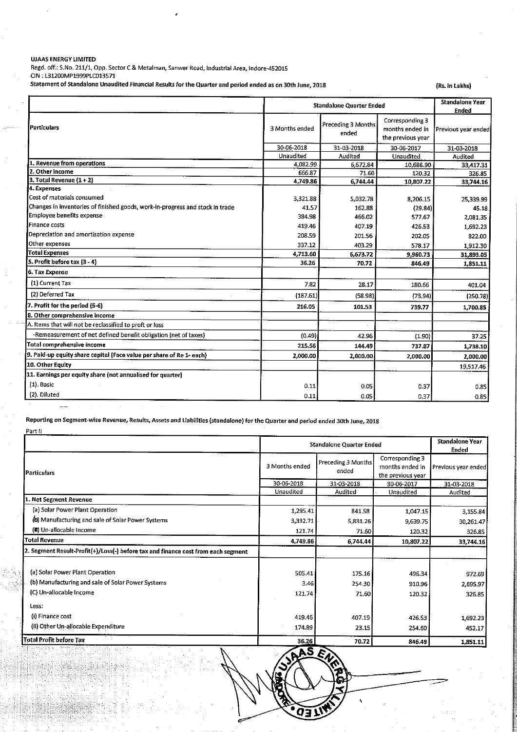**UJAAS ENERGY LIMITED**
Regd. off.: S.No. 211/1, Opp. Sector C & Metalman, Sanwer Road, Industrial Area, Indore-452015
CIN : L31200MP1999PLC013571
Statement of Standalone Unaudited Financial Results for the Quarter and period ended as on 30th June, 2018

(Rs. in Lakhs)

| Particulars | Standalone Quarter Ended | | | Standalone Year Ended |
|---|---|---|---|---|
| | 3 Months ended | Preceding 3 Months ended | Corresponding 3 months ended in the previous year | Previous year ended |
| | 30-06-2018 | 31-03-2018 | 30-06-2017 | 31-03-2018 |
| | Unaudited | Audited | Unaudited | Audited |
| 1. Revenue from operations | 4,082.99 | 6,672.84 | 10,686.90 | 33,417.31 |
| 2. Other income | 666.87 | 71.60 | 120.32 | 326.85 |
| 3. Total Revenue (1 + 2) | 4,749.86 | 6,744.44 | 10,807.22 | 33,744.16 |
| 4. Expenses | | | | |
| Cost of materials consumed | 3,321.88 | 5,032.78 | 8,206.15 | 25,339.99 |
| Changes in inventories of finished goods, work-in-progress and stock in trade | 41.57 | 162.88 | (29.84) | 45.18 |
| Employee benefits expense | 384.98 | 466.02 | 577.67 | 2,081.35 |
| Finance costs | 419.46 | 407.19 | 426.53 | 1,692.23 |
| Depreciation and amortisation expense | 208.59 | 201.56 | 202.05 | 822.00 |
| Other expenses | 337.12 | 403.29 | 578.17 | 1,912.30 |
| Total Expenses | 4,713.60 | 6,673.72 | 9,960.73 | 31,893.05 |
| 5. Profit before tax (3 - 4) | 36.26 | 70.72 | 846.49 | 1,851.11 |
| 6. Tax Expense | | | | |
| (1) Current Tax | 7.82 | 28.17 | 180.66 | 401.04 |
| (2) Deferred Tax | (187.61) | (58.98) | (73.94) | (250.78) |
| 7. Profit for the period (5-6) | 216.05 | 101.53 | 739.77 | 1,700.85 |
| 8. Other comprehensive income | | | | |
| A. Items that will not be reclassified to profit or loss | | | | |
| -Remeasurement of net defined benefit obligation (net of taxes) | (0.49) | 42.96 | (1.90) | 37.25 |
| Total comprehensive income | 215.56 | 144.49 | 737.87 | 1,738.10 |
| 9. Paid-up equity share capital (Face value per share of Re 1- each) | 2,000.00 | 2,000.00 | 2,000.00 | 2,000.00 |
| 10. Other Equity | | | | 19,517.46 |
| 11. Earnings per equity share (not annualised for quarter) | | | | |
| (1). Basic | 0.11 | 0.05 | 0.37 | 0.85 |
| (2). Diluted | 0.11 | 0.05 | 0.37 | 0.85 |

Reporting on Segment-wise Revenue, Results, Assets and Liabilities (standalone) for the Quarter and period ended 30th June, 2018

Part II

| Particulars | Standalone Quarter Ended | | | Standalone Year Ended |
|---|---|---|---|---|
| | 3 Months ended | Preceding 3 Months ended | Corresponding 3 months ended in the previous year | Previous year ended |
| | 30-06-2018 | 31-03-2018 | 30-06-2017 | 31-03-2018 |
| | Unaudited | Audited | Unaudited | Audited |
| 1. Net Segment Revenue | | | | |
| (a) Solar Power Plant Operation | 1,295.41 | 841.58 | 1,047.15 | 3,155.84 |
| (b) Manufacturing and sale of Solar Power Systems | 3,332.71 | 5,831.26 | 9,639.75 | 30,261.47 |
| (c) Un-allocable Income | 121.74 | 71.60 | 120.32 | 326.85 |
| Total Revenue | 4,749.86 | 6,744.44 | 10,807.22 | 33,744.16 |
| 2. Segment Result-Profit(+)/Loss(-) before tax and finance cost from each segment | | | | |
| (a) Solar Power Plant Operation | 505.41 | 175.16 | 496.34 | 972.69 |
| (b) Manufacturing and sale of Solar Power Systems | 3.46 | 254.30 | 910.96 | 2,695.97 |
| (C) Un-allocable Income | 121.74 | 71.60 | 120.32 | 326.85 |
| Less: | | | | |
| (i) Finance cost | 419.46 | 407.19 | 426.53 | 1,692.23 |
| (ii) Other Un-allocable Expenditure | 174.89 | 23.15 | 254.60 | 452.17 |
| Total Profit before Tax | 36.26 | 70.72 | 846.49 | 1,851.11 |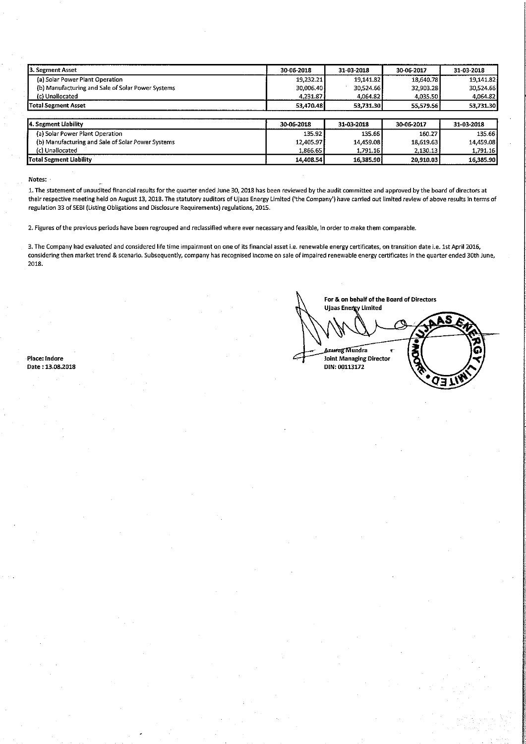| 3. Segment Asset | 30-06-2018 | 31-03-2018 | 30-06-2017 | 31-03-2018 |
|---|---|---|---|---|
| (a) Solar Power Plant Operation | 19,232.21 | 19,141.82 | 18,640.78 | 19,141.82 |
| (b) Manufacturing and Sale of Solar Power Systems | 30,006.40 | 30,524.66 | 32,903.28 | 30,524.66 |
| (c) Unallocated | 4,231.87 | 4,064.82 | 4,035.50 | 4,064.82 |
| **Total Segment Asset** | **53,470.48** | **53,731.30** | **55,579.56** | **53,731.30** |

| 4. Segment Liability | 30-06-2018 | 31-03-2018 | 30-06-2017 | 31-03-2018 |
|---|---|---|---|---|
| (a) Solar Power Plant Operation | 135.92 | 135.66 | 160.27 | 135.66 |
| (b) Manufacturing and Sale of Solar Power Systems | 12,405.97 | 14,459.08 | 18,619.63 | 14,459.08 |
| (c) Unallocated | 1,866.65 | 1,791.16 | 2,130.13 | 1,791.16 |
| **Total Segment Liability** | **14,408.54** | **16,385.90** | **20,910.03** | **16,385.90** |

Notes:

1. The statement of unaudited financial results for the quarter ended June 30, 2018 has been reviewed by the audit committee and approved by the board of directors at their respective meeting held on August 13, 2018. The statutory auditors of Ujaas Energy Limited ('the Company') have carried out limited review of above results in terms of regulation 33 of SEBI (Listing Obligations and Disclosure Requirements) regulations, 2015.

2. Figures of the previous periods have been regrouped and reclassified where ever necessary and feasible, in order to make them comparable.

3. The Company had evaluated and considered life time impairment on one of its financial asset i.e. renewable energy certificates, on transition date i.e. 1st April 2016, considering then market trend & scenario. Subsequently, company has recognised income on sale of impaired renewable energy certificates in the quarter ended 30th June, 2018.

For & on behalf of the Board of Directors
Ujaas Energy Limited

Anurag Mundra
Joint Managing Director
DIN: 00113172

Place: Indore
Date : 13.08.2018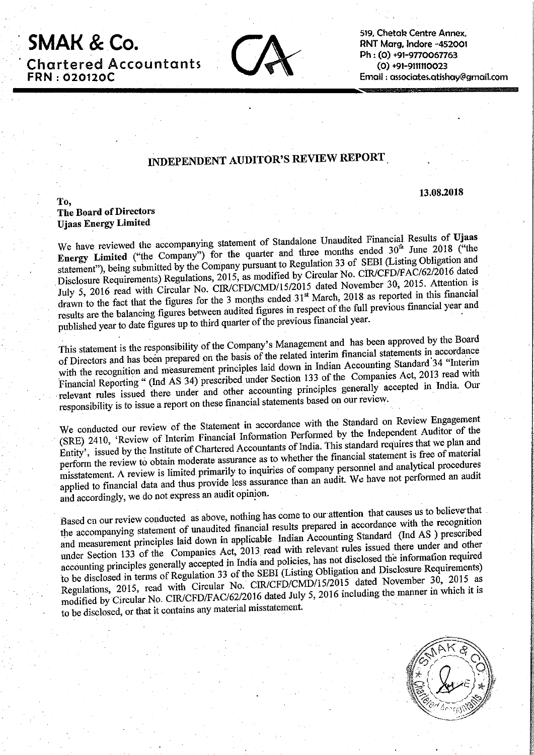# SMAK & Co.

## Chartered Accountants

**FRN : 020120C**

519, Chetak Centre Annex,
RNT Marg, Indore -452001
Ph : (O) +91-9770067763
(O) +91-9111110023
Email : associates.atishay@gmail.com

## INDEPENDENT AUDITOR'S REVIEW REPORT

**13.08.2018**

**To,**
**The Board of Directors**
**Ujaas Energy Limited**

We have reviewed the accompanying statement of Standalone Unaudited Financial Results of **Ujaas Energy Limited** ("the Company") for the quarter and three months ended 30[th] June 2018 ("the statement"), being submitted by the Company pursuant to Regulation 33 of SEBI (Listing Obligation and Disclosure Requirements) Regulations, 2015, as modified by Circular No. CIR/CFD/FAC/62/2016 dated July 5, 2016 read with Circular No. CIR/CFD/CMD/15/2015 dated November 30, 2015. Attention is drawn to the fact that the figures for the 3 months ended 31[st] March, 2018 as reported in this financial results are the balancing figures between audited figures in respect of the full previous financial year and published year to date figures up to third quarter of the previous financial year.

This statement is the responsibility of the Company's Management and has been approved by the Board of Directors and has been prepared on the basis of the related interim financial statements in accordance with the recognition and measurement principles laid down in Indian Accounting Standard 34 "Interim Financial Reporting " (Ind AS 34) prescribed under Section 133 of the Companies Act, 2013 read with relevant rules issued there under and other accounting principles generally accepted in India. Our responsibility is to issue a report on these financial statements based on our review.

We conducted our review of the Statement in accordance with the Standard on Review Engagement (SRE) 2410, 'Review of Interim Financial Information Performed by the Independent Auditor of the Entity', issued by the Institute of Chartered Accountants of India. This standard requires that we plan and perform the review to obtain moderate assurance as to whether the financial statement is free of material misstatement. A review is limited primarily to inquiries of company personnel and analytical procedures applied to financial data and thus provide less assurance than an audit. We have not performed an audit and accordingly, we do not express an audit opinion.

Based on our review conducted as above, nothing has come to our attention that causes us to believe that the accompanying statement of unaudited financial results prepared in accordance with the recognition and measurement principles laid down in applicable Indian Accounting Standard (Ind AS ) prescribed under Section 133 of the Companies Act, 2013 read with relevant rules issued there under and other accounting principles generally accepted in India and policies, has not disclosed the information required to be disclosed in terms of Regulation 33 of the SEBI (Listing Obligation and Disclosure Requirements) Regulations, 2015, read with Circular No. CIR/CFD/CMD/15/2015 dated November 30, 2015 as modified by Circular No. CIR/CFD/FAC/62/2016 dated July 5, 2016 including the manner in which it is to be disclosed, or that it contains any material misstatement.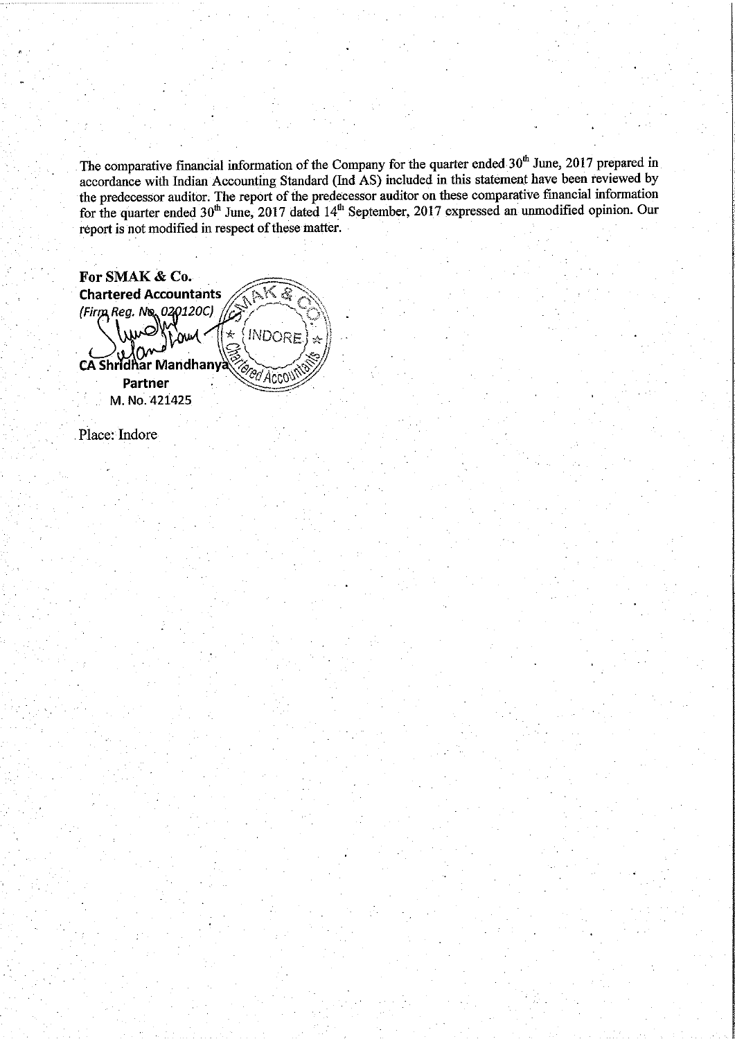The comparative financial information of the Company for the quarter ended 30th June, 2017 prepared in accordance with Indian Accounting Standard (Ind AS) included in this statement have been reviewed by the predecessor auditor. The report of the predecessor auditor on these comparative financial information for the quarter ended 30th June, 2017 dated 14th September, 2017 expressed an unmodified opinion. Our report is not modified in respect of these matter.

**For SMAK & Co.**
**Chartered Accountants**
*(Firm Reg. No. 020120C)*

**CA Shridhar Mandhanya**
**Partner**
M. No. 421425

Place: Indore